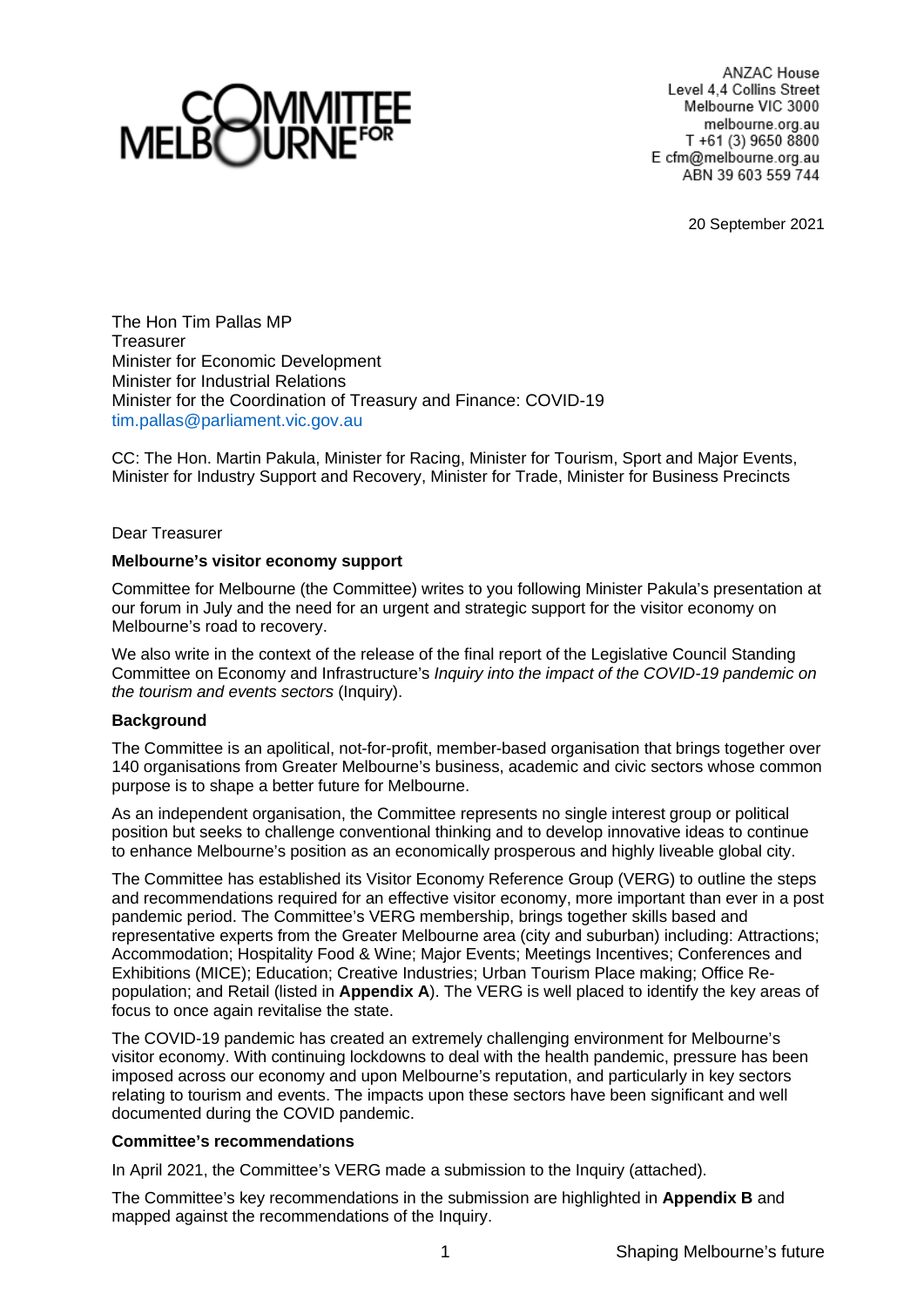COMMITTEE FOR MELBOURNE

ANZAC House
Level 4,4 Collins Street
Melbourne VIC 3000
melbourne.org.au
T +61 (3) 9650 8800
E cfm@melbourne.org.au
ABN 39 603 559 744

20 September 2021

The Hon Tim Pallas MP
Treasurer
Minister for Economic Development
Minister for Industrial Relations
Minister for the Coordination of Treasury and Finance: COVID-19
tim.pallas@parliament.vic.gov.au

CC: The Hon. Martin Pakula, Minister for Racing, Minister for Tourism, Sport and Major Events, Minister for Industry Support and Recovery, Minister for Trade, Minister for Business Precincts

Dear Treasurer

**Melbourne's visitor economy support**

Committee for Melbourne (the Committee) writes to you following Minister Pakula's presentation at our forum in July and the need for an urgent and strategic support for the visitor economy on Melbourne's road to recovery.

We also write in the context of the release of the final report of the Legislative Council Standing Committee on Economy and Infrastructure's *Inquiry into the impact of the COVID-19 pandemic on the tourism and events sectors* (Inquiry).

**Background**

The Committee is an apolitical, not-for-profit, member-based organisation that brings together over 140 organisations from Greater Melbourne's business, academic and civic sectors whose common purpose is to shape a better future for Melbourne.

As an independent organisation, the Committee represents no single interest group or political position but seeks to challenge conventional thinking and to develop innovative ideas to continue to enhance Melbourne's position as an economically prosperous and highly liveable global city.

The Committee has established its Visitor Economy Reference Group (VERG) to outline the steps and recommendations required for an effective visitor economy, more important than ever in a post pandemic period. The Committee's VERG membership, brings together skills based and representative experts from the Greater Melbourne area (city and suburban) including: Attractions; Accommodation; Hospitality Food & Wine; Major Events; Meetings Incentives; Conferences and Exhibitions (MICE); Education; Creative Industries; Urban Tourism Place making; Office Re-population; and Retail (listed in **Appendix A**). The VERG is well placed to identify the key areas of focus to once again revitalise the state.

The COVID-19 pandemic has created an extremely challenging environment for Melbourne's visitor economy. With continuing lockdowns to deal with the health pandemic, pressure has been imposed across our economy and upon Melbourne's reputation, and particularly in key sectors relating to tourism and events. The impacts upon these sectors have been significant and well documented during the COVID pandemic.

**Committee's recommendations**

In April 2021, the Committee's VERG made a submission to the Inquiry (attached).

The Committee's key recommendations in the submission are highlighted in **Appendix B** and mapped against the recommendations of the Inquiry.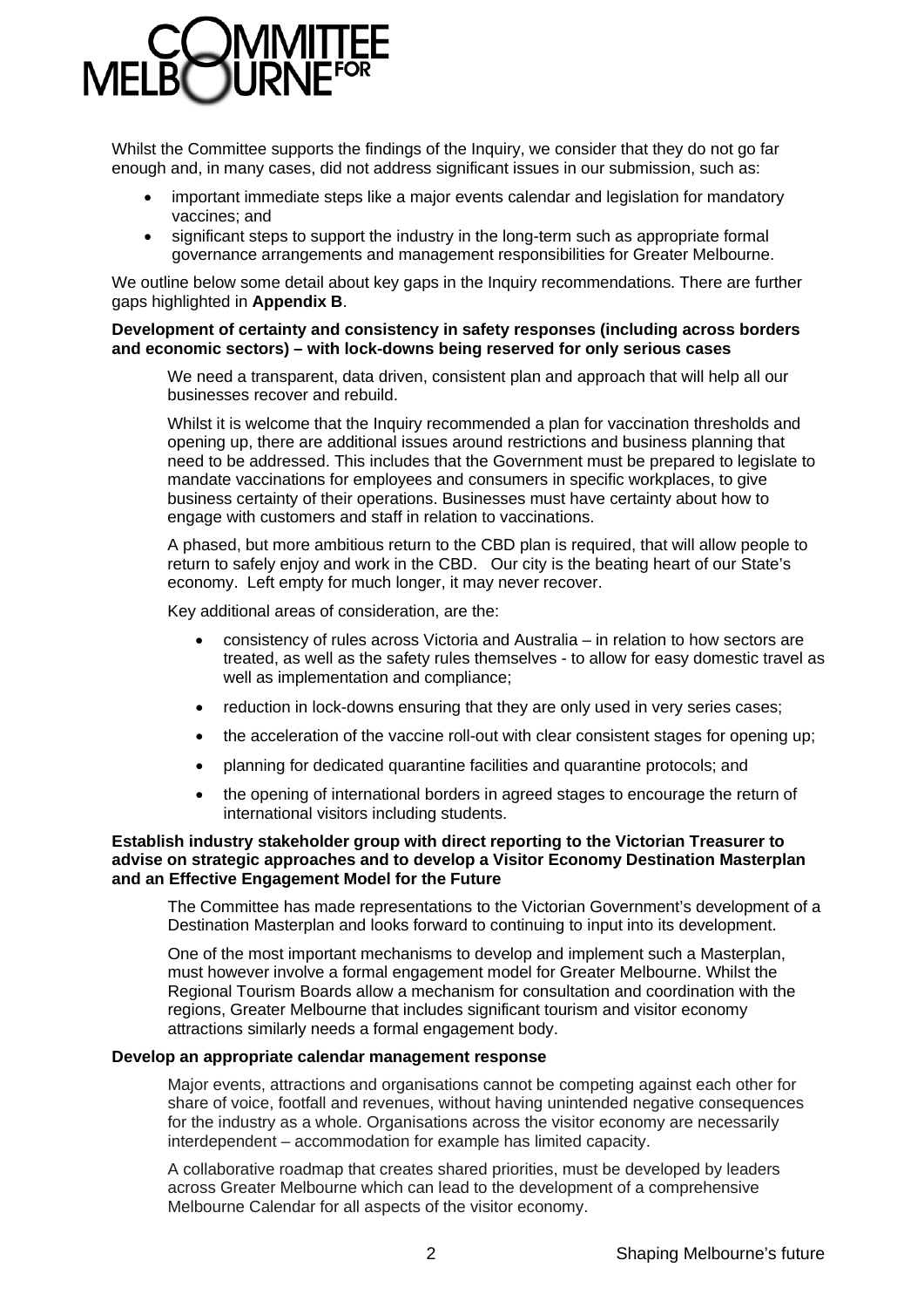Whilst the Committee supports the findings of the Inquiry, we consider that they do not go far enough and, in many cases, did not address significant issues in our submission, such as:

- important immediate steps like a major events calendar and legislation for mandatory vaccines; and
- significant steps to support the industry in the long-term such as appropriate formal governance arrangements and management responsibilities for Greater Melbourne.

We outline below some detail about key gaps in the Inquiry recommendations. There are further gaps highlighted in **Appendix B**.

**Development of certainty and consistency in safety responses (including across borders and economic sectors) – with lock-downs being reserved for only serious cases**

We need a transparent, data driven, consistent plan and approach that will help all our businesses recover and rebuild.

Whilst it is welcome that the Inquiry recommended a plan for vaccination thresholds and opening up, there are additional issues around restrictions and business planning that need to be addressed. This includes that the Government must be prepared to legislate to mandate vaccinations for employees and consumers in specific workplaces, to give business certainty of their operations. Businesses must have certainty about how to engage with customers and staff in relation to vaccinations.

A phased, but more ambitious return to the CBD plan is required, that will allow people to return to safely enjoy and work in the CBD. Our city is the beating heart of our State's economy. Left empty for much longer, it may never recover.

Key additional areas of consideration, are the:

- consistency of rules across Victoria and Australia – in relation to how sectors are treated, as well as the safety rules themselves - to allow for easy domestic travel as well as implementation and compliance;
- reduction in lock-downs ensuring that they are only used in very series cases;
- the acceleration of the vaccine roll-out with clear consistent stages for opening up;
- planning for dedicated quarantine facilities and quarantine protocols; and
- the opening of international borders in agreed stages to encourage the return of international visitors including students.

**Establish industry stakeholder group with direct reporting to the Victorian Treasurer to advise on strategic approaches and to develop a Visitor Economy Destination Masterplan and an Effective Engagement Model for the Future**

The Committee has made representations to the Victorian Government's development of a Destination Masterplan and looks forward to continuing to input into its development.

One of the most important mechanisms to develop and implement such a Masterplan, must however involve a formal engagement model for Greater Melbourne. Whilst the Regional Tourism Boards allow a mechanism for consultation and coordination with the regions, Greater Melbourne that includes significant tourism and visitor economy attractions similarly needs a formal engagement body.

**Develop an appropriate calendar management response**

Major events, attractions and organisations cannot be competing against each other for share of voice, footfall and revenues, without having unintended negative consequences for the industry as a whole. Organisations across the visitor economy are necessarily interdependent – accommodation for example has limited capacity.

A collaborative roadmap that creates shared priorities, must be developed by leaders across Greater Melbourne which can lead to the development of a comprehensive Melbourne Calendar for all aspects of the visitor economy.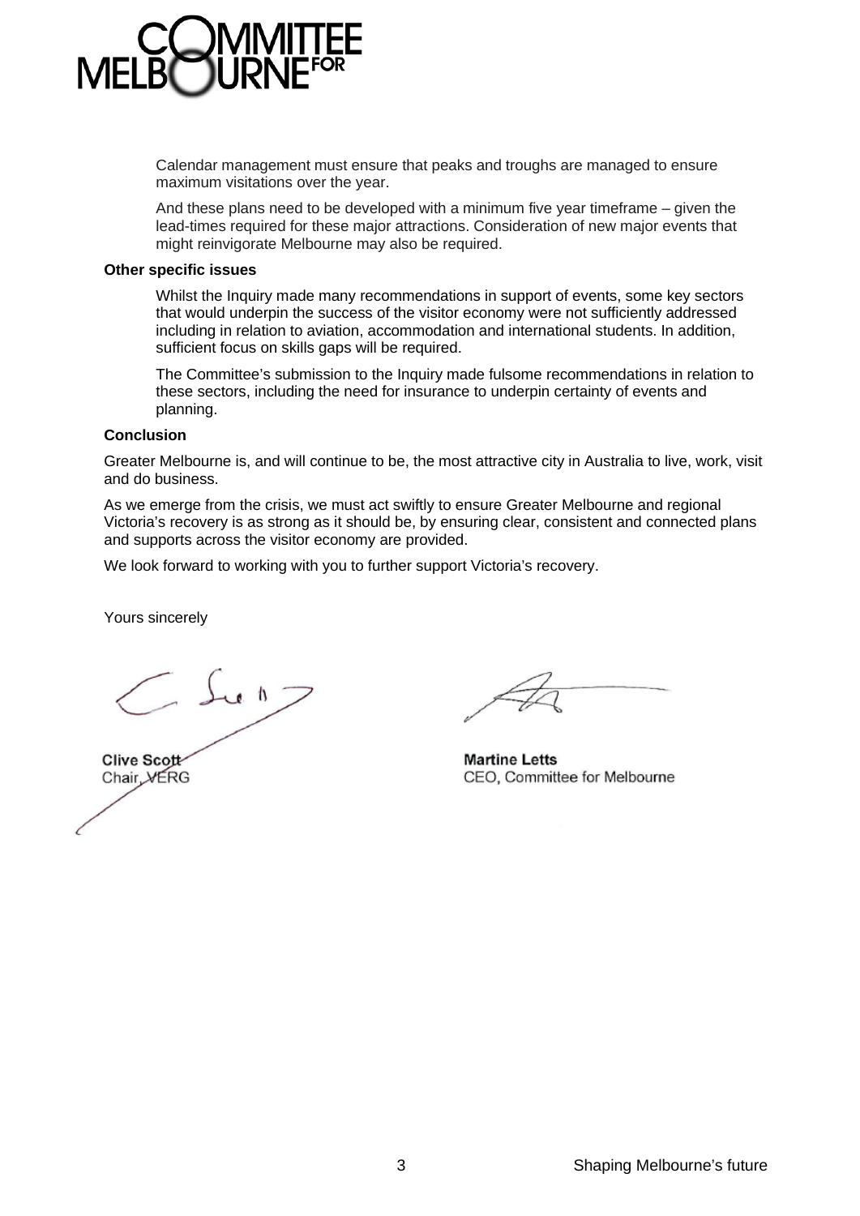Calendar management must ensure that peaks and troughs are managed to ensure maximum visitations over the year.

And these plans need to be developed with a minimum five year timeframe – given the lead-times required for these major attractions. Consideration of new major events that might reinvigorate Melbourne may also be required.

**Other specific issues**

Whilst the Inquiry made many recommendations in support of events, some key sectors that would underpin the success of the visitor economy were not sufficiently addressed including in relation to aviation, accommodation and international students. In addition, sufficient focus on skills gaps will be required.

The Committee's submission to the Inquiry made fulsome recommendations in relation to these sectors, including the need for insurance to underpin certainty of events and planning.

**Conclusion**

Greater Melbourne is, and will continue to be, the most attractive city in Australia to live, work, visit and do business.

As we emerge from the crisis, we must act swiftly to ensure Greater Melbourne and regional Victoria's recovery is as strong as it should be, by ensuring clear, consistent and connected plans and supports across the visitor economy are provided.

We look forward to working with you to further support Victoria's recovery.

Yours sincerely

**Clive Scott**
Chair, VERG

**Martine Letts**
CEO, Committee for Melbourne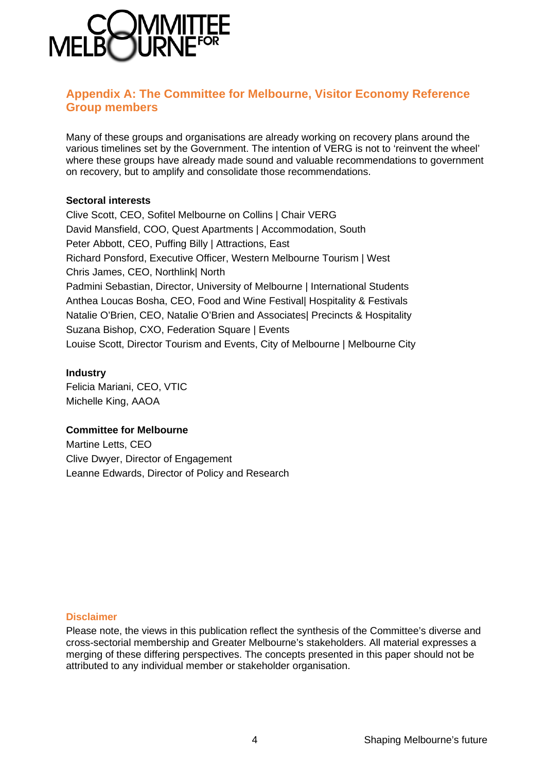## Appendix A: The Committee for Melbourne, Visitor Economy Reference Group members

Many of these groups and organisations are already working on recovery plans around the various timelines set by the Government. The intention of VERG is not to 'reinvent the wheel' where these groups have already made sound and valuable recommendations to government on recovery, but to amplify and consolidate those recommendations.

**Sectoral interests**

Clive Scott, CEO, Sofitel Melbourne on Collins | Chair VERG
David Mansfield, COO, Quest Apartments | Accommodation, South
Peter Abbott, CEO, Puffing Billy | Attractions, East
Richard Ponsford, Executive Officer, Western Melbourne Tourism | West
Chris James, CEO, Northlink| North
Padmini Sebastian, Director, University of Melbourne | International Students
Anthea Loucas Bosha, CEO, Food and Wine Festival| Hospitality & Festivals
Natalie O'Brien, CEO, Natalie O'Brien and Associates| Precincts & Hospitality
Suzana Bishop, CXO, Federation Square | Events
Louise Scott, Director Tourism and Events, City of Melbourne | Melbourne City

**Industry**

Felicia Mariani, CEO, VTIC
Michelle King, AAOA

**Committee for Melbourne**

Martine Letts, CEO
Clive Dwyer, Director of Engagement
Leanne Edwards, Director of Policy and Research

### Disclaimer

Please note, the views in this publication reflect the synthesis of the Committee's diverse and cross-sectorial membership and Greater Melbourne's stakeholders. All material expresses a merging of these differing perspectives. The concepts presented in this paper should not be attributed to any individual member or stakeholder organisation.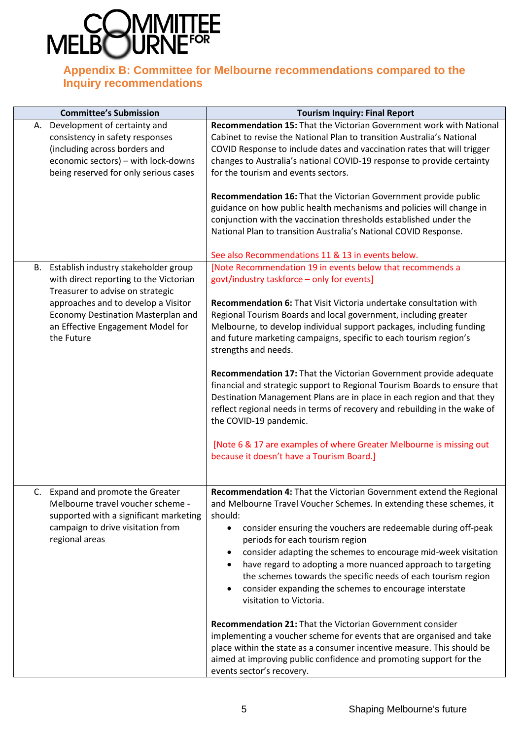## Appendix B: Committee for Melbourne recommendations compared to the Inquiry recommendations

| Committee's Submission | Tourism Inquiry: Final Report |
|---|---|
| A. Development of certainty and consistency in safety responses (including across borders and economic sectors) – with lock-downs being reserved for only serious cases | **Recommendation 15:** That the Victorian Government work with National Cabinet to revise the National Plan to transition Australia's National COVID Response to include dates and vaccination rates that will trigger changes to Australia's national COVID-19 response to provide certainty for the tourism and events sectors.<br><br>**Recommendation 16:** That the Victorian Government provide public guidance on how public health mechanisms and policies will change in conjunction with the vaccination thresholds established under the National Plan to transition Australia's National COVID Response.<br><br>See also Recommendations 11 & 13 in events below. |
| B. Establish industry stakeholder group with direct reporting to the Victorian Treasurer to advise on strategic approaches and to develop a Visitor Economy Destination Masterplan and an Effective Engagement Model for the Future | [Note Recommendation 19 in events below that recommends a govt/industry taskforce – only for events]<br><br>**Recommendation 6:** That Visit Victoria undertake consultation with Regional Tourism Boards and local government, including greater Melbourne, to develop individual support packages, including funding and future marketing campaigns, specific to each tourism region's strengths and needs.<br><br>**Recommendation 17:** That the Victorian Government provide adequate financial and strategic support to Regional Tourism Boards to ensure that Destination Management Plans are in place in each region and that they reflect regional needs in terms of recovery and rebuilding in the wake of the COVID-19 pandemic.<br><br>[Note 6 & 17 are examples of where Greater Melbourne is missing out because it doesn't have a Tourism Board.] |
| C. Expand and promote the Greater Melbourne travel voucher scheme - supported with a significant marketing campaign to drive visitation from regional areas | **Recommendation 4:** That the Victorian Government extend the Regional and Melbourne Travel Voucher Schemes. In extending these schemes, it should:<br>• consider ensuring the vouchers are redeemable during off-peak periods for each tourism region<br>• consider adapting the schemes to encourage mid-week visitation<br>• have regard to adopting a more nuanced approach to targeting the schemes towards the specific needs of each tourism region<br>• consider expanding the schemes to encourage interstate visitation to Victoria.<br><br>**Recommendation 21:** That the Victorian Government consider implementing a voucher scheme for events that are organised and take place within the state as a consumer incentive measure. This should be aimed at improving public confidence and promoting support for the events sector's recovery. |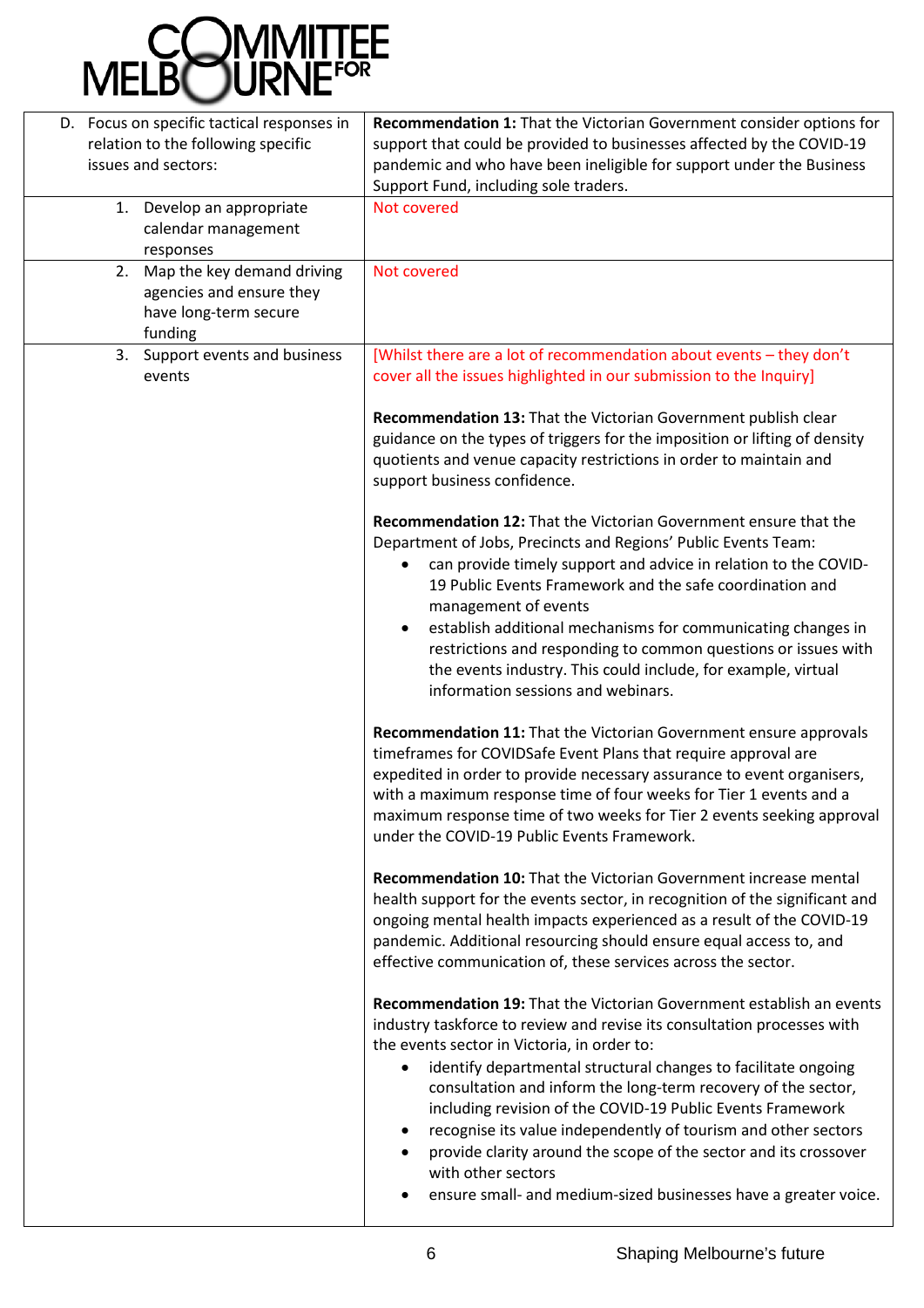| D. Focus on specific tactical responses in relation to the following specific issues and sectors: | **Recommendation 1:** That the Victorian Government consider options for support that could be provided to businesses affected by the COVID-19 pandemic and who have been ineligible for support under the Business Support Fund, including sole traders. |
|---|---|
| 1. Develop an appropriate calendar management responses | Not covered |
| 2. Map the key demand driving agencies and ensure they have long-term secure funding | Not covered |
| 3. Support events and business events | [Whilst there are a lot of recommendation about events – they don't cover all the issues highlighted in our submission to the Inquiry]<br><br>**Recommendation 13:** That the Victorian Government publish clear guidance on the types of triggers for the imposition or lifting of density quotients and venue capacity restrictions in order to maintain and support business confidence.<br><br>**Recommendation 12:** That the Victorian Government ensure that the Department of Jobs, Precincts and Regions' Public Events Team:<br>• can provide timely support and advice in relation to the COVID-19 Public Events Framework and the safe coordination and management of events<br>• establish additional mechanisms for communicating changes in restrictions and responding to common questions or issues with the events industry. This could include, for example, virtual information sessions and webinars.<br><br>**Recommendation 11:** That the Victorian Government ensure approvals timeframes for COVIDSafe Event Plans that require approval are expedited in order to provide necessary assurance to event organisers, with a maximum response time of four weeks for Tier 1 events and a maximum response time of two weeks for Tier 2 events seeking approval under the COVID-19 Public Events Framework.<br><br>**Recommendation 10:** That the Victorian Government increase mental health support for the events sector, in recognition of the significant and ongoing mental health impacts experienced as a result of the COVID-19 pandemic. Additional resourcing should ensure equal access to, and effective communication of, these services across the sector.<br><br>**Recommendation 19:** That the Victorian Government establish an events industry taskforce to review and revise its consultation processes with the events sector in Victoria, in order to:<br>• identify departmental structural changes to facilitate ongoing consultation and inform the long-term recovery of the sector, including revision of the COVID-19 Public Events Framework<br>• recognise its value independently of tourism and other sectors<br>• provide clarity around the scope of the sector and its crossover with other sectors<br>• ensure small- and medium-sized businesses have a greater voice. |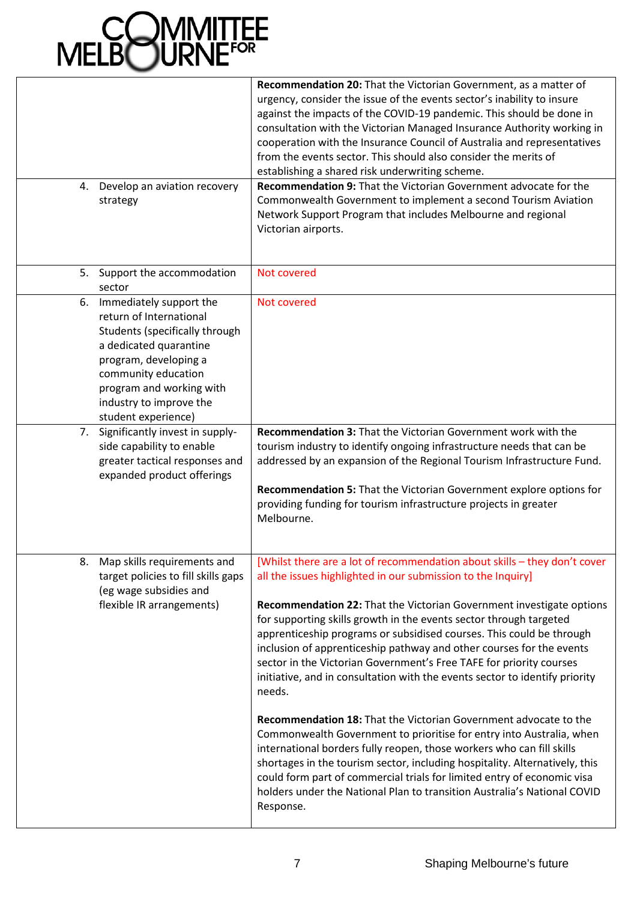| | |
|---|---|
| | **Recommendation 20:** That the Victorian Government, as a matter of urgency, consider the issue of the events sector's inability to insure against the impacts of the COVID-19 pandemic. This should be done in consultation with the Victorian Managed Insurance Authority working in cooperation with the Insurance Council of Australia and representatives from the events sector. This should also consider the merits of establishing a shared risk underwriting scheme. |
| 4. Develop an aviation recovery strategy | **Recommendation 9:** That the Victorian Government advocate for the Commonwealth Government to implement a second Tourism Aviation Network Support Program that includes Melbourne and regional Victorian airports. |
| 5. Support the accommodation sector | Not covered |
| 6. Immediately support the return of International Students (specifically through a dedicated quarantine program, developing a community education program and working with industry to improve the student experience) | Not covered |
| 7. Significantly invest in supply-side capability to enable greater tactical responses and expanded product offerings | **Recommendation 3:** That the Victorian Government work with the tourism industry to identify ongoing infrastructure needs that can be addressed by an expansion of the Regional Tourism Infrastructure Fund.<br><br>**Recommendation 5:** That the Victorian Government explore options for providing funding for tourism infrastructure projects in greater Melbourne. |
| 8. Map skills requirements and target policies to fill skills gaps (eg wage subsidies and flexible IR arrangements) | [Whilst there are a lot of recommendation about skills – they don't cover all the issues highlighted in our submission to the Inquiry]<br><br>**Recommendation 22:** That the Victorian Government investigate options for supporting skills growth in the events sector through targeted apprenticeship programs or subsidised courses. This could be through inclusion of apprenticeship pathway and other courses for the events sector in the Victorian Government's Free TAFE for priority courses initiative, and in consultation with the events sector to identify priority needs.<br><br>**Recommendation 18:** That the Victorian Government advocate to the Commonwealth Government to prioritise for entry into Australia, when international borders fully reopen, those workers who can fill skills shortages in the tourism sector, including hospitality. Alternatively, this could form part of commercial trials for limited entry of economic visa holders under the National Plan to transition Australia's National COVID Response. |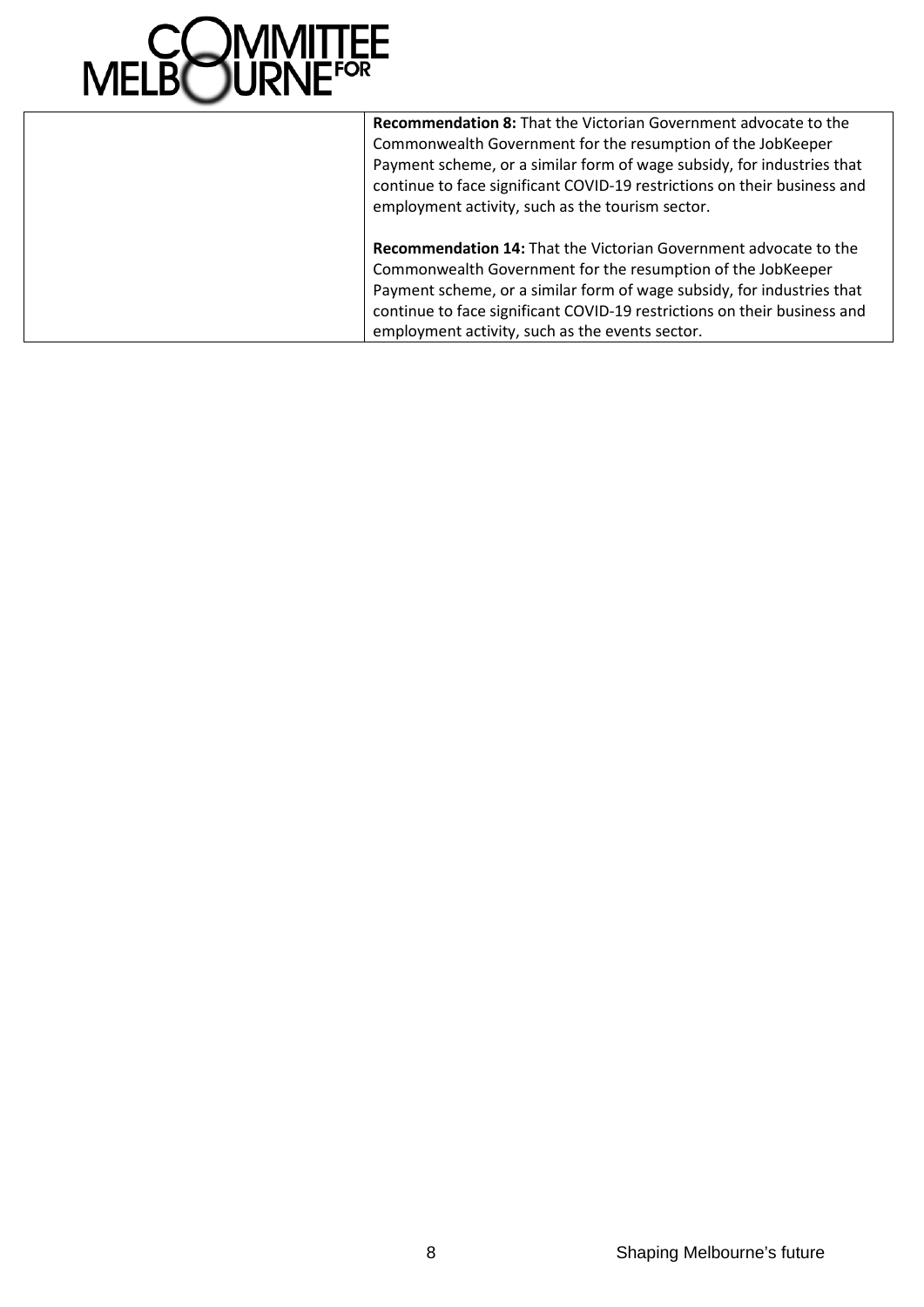| | |
|---|---|
| | **Recommendation 8:** That the Victorian Government advocate to the Commonwealth Government for the resumption of the JobKeeper Payment scheme, or a similar form of wage subsidy, for industries that continue to face significant COVID-19 restrictions on their business and employment activity, such as the tourism sector.<br><br>**Recommendation 14:** That the Victorian Government advocate to the Commonwealth Government for the resumption of the JobKeeper Payment scheme, or a similar form of wage subsidy, for industries that continue to face significant COVID-19 restrictions on their business and employment activity, such as the events sector. |